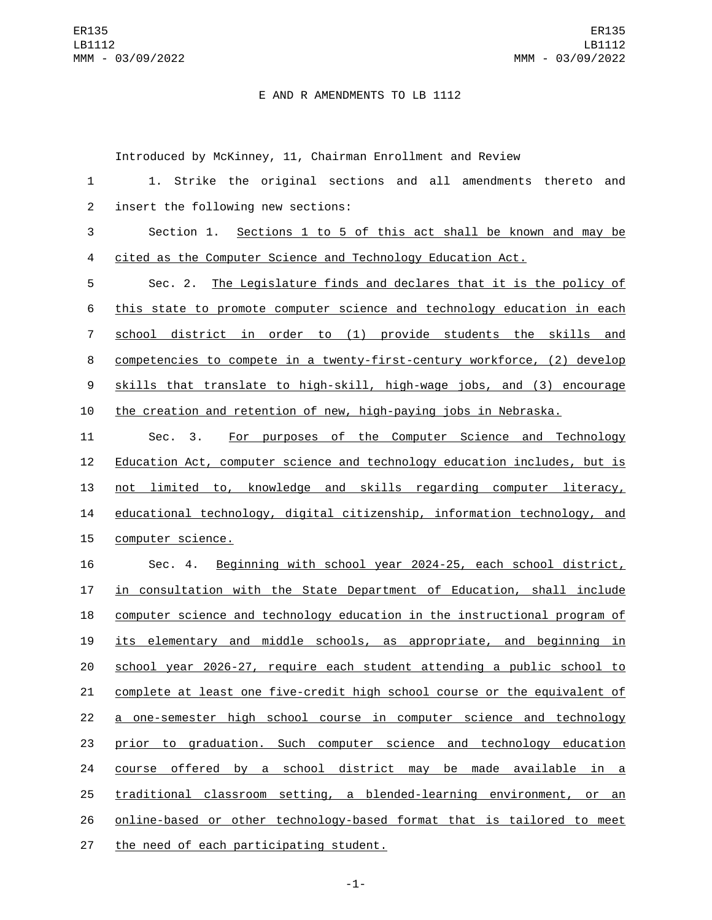E AND R AMENDMENTS TO LB 1112

Introduced by McKinney, 11, Chairman Enrollment and Review

1. Strike the original sections and all amendments thereto and insert the following new sections:

Section 1. Sections 1 to 5 of this act shall be known and may be cited as the Computer Science and Technology Education Act.

Sec. 2. The Legislature finds and declares that it is the policy of this state to promote computer science and technology education in each school district in order to (1) provide students the skills and competencies to compete in a twenty-first-century workforce, (2) develop skills that translate to high-skill, high-wage jobs, and (3) encourage the creation and retention of new, high-paying jobs in Nebraska.

Sec. 3. For purposes of the Computer Science and Technology Education Act, computer science and technology education includes, but is not limited to, knowledge and skills regarding computer literacy, educational technology, digital citizenship, information technology, and computer science.

Sec. 4. Beginning with school year 2024-25, each school district, in consultation with the State Department of Education, shall include computer science and technology education in the instructional program of its elementary and middle schools, as appropriate, and beginning in school year 2026-27, require each student attending a public school to complete at least one five-credit high school course or the equivalent of a one-semester high school course in computer science and technology prior to graduation. Such computer science and technology education course offered by a school district may be made available in a traditional classroom setting, a blended-learning environment, or an online-based or other technology-based format that is tailored to meet the need of each participating student.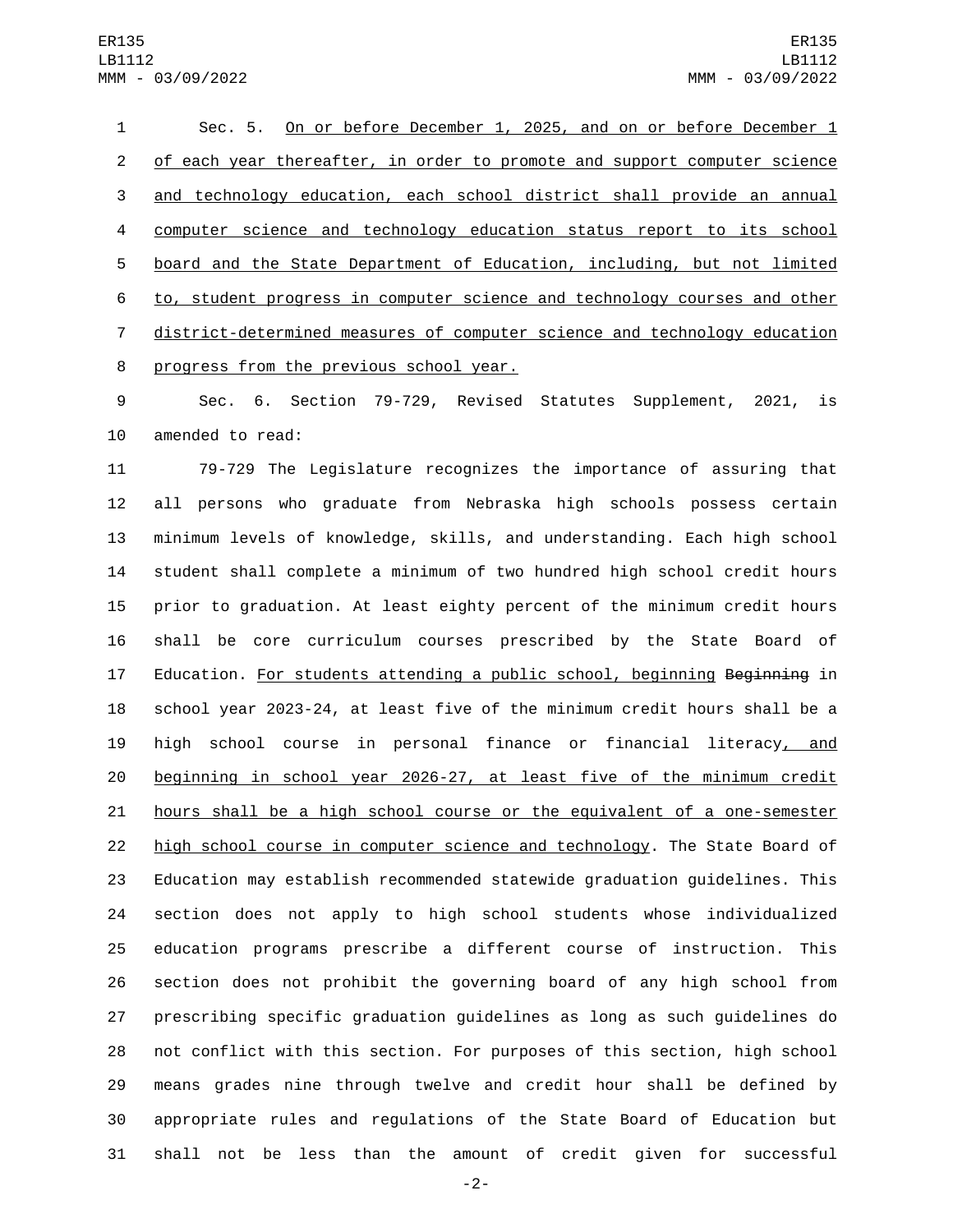Sec. 5. On or before December 1, 2025, and on or before December 1 of each year thereafter, in order to promote and support computer science and technology education, each school district shall provide an annual computer science and technology education status report to its school board and the State Department of Education, including, but not limited to, student progress in computer science and technology courses and other district-determined measures of computer science and technology education progress from the previous school year.

Sec. 6. Section 79-729, Revised Statutes Supplement, 2021, is amended to read:

79-729 The Legislature recognizes the importance of assuring that all persons who graduate from Nebraska high schools possess certain minimum levels of knowledge, skills, and understanding. Each high school student shall complete a minimum of two hundred high school credit hours prior to graduation. At least eighty percent of the minimum credit hours shall be core curriculum courses prescribed by the State Board of Education. For students attending a public school, beginning ~~Beginning~~ in school year 2023-24, at least five of the minimum credit hours shall be a high school course in personal finance or financial literacy, and beginning in school year 2026-27, at least five of the minimum credit hours shall be a high school course or the equivalent of a one-semester high school course in computer science and technology. The State Board of Education may establish recommended statewide graduation guidelines. This section does not apply to high school students whose individualized education programs prescribe a different course of instruction. This section does not prohibit the governing board of any high school from prescribing specific graduation guidelines as long as such guidelines do not conflict with this section. For purposes of this section, high school means grades nine through twelve and credit hour shall be defined by appropriate rules and regulations of the State Board of Education but shall not be less than the amount of credit given for successful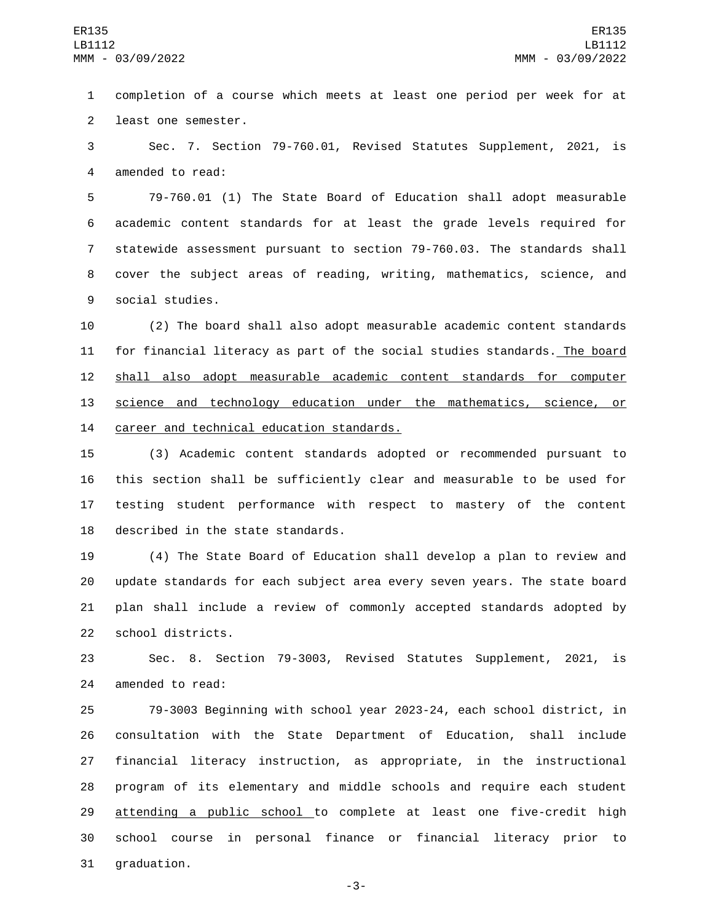completion of a course which meets at least one period per week for at least one semester.

Sec. 7. Section 79-760.01, Revised Statutes Supplement, 2021, is amended to read:

79-760.01 (1) The State Board of Education shall adopt measurable academic content standards for at least the grade levels required for statewide assessment pursuant to section 79-760.03. The standards shall cover the subject areas of reading, writing, mathematics, science, and social studies.

(2) The board shall also adopt measurable academic content standards for financial literacy as part of the social studies standards. <u>The board shall also adopt measurable academic content standards for computer science and technology education under the mathematics, science, or career and technical education standards.</u>

(3) Academic content standards adopted or recommended pursuant to this section shall be sufficiently clear and measurable to be used for testing student performance with respect to mastery of the content described in the state standards.

(4) The State Board of Education shall develop a plan to review and update standards for each subject area every seven years. The state board plan shall include a review of commonly accepted standards adopted by school districts.

Sec. 8. Section 79-3003, Revised Statutes Supplement, 2021, is amended to read:

79-3003 Beginning with school year 2023-24, each school district, in consultation with the State Department of Education, shall include financial literacy instruction, as appropriate, in the instructional program of its elementary and middle schools and require each student <u>attending a public school</u> to complete at least one five-credit high school course in personal finance or financial literacy prior to graduation.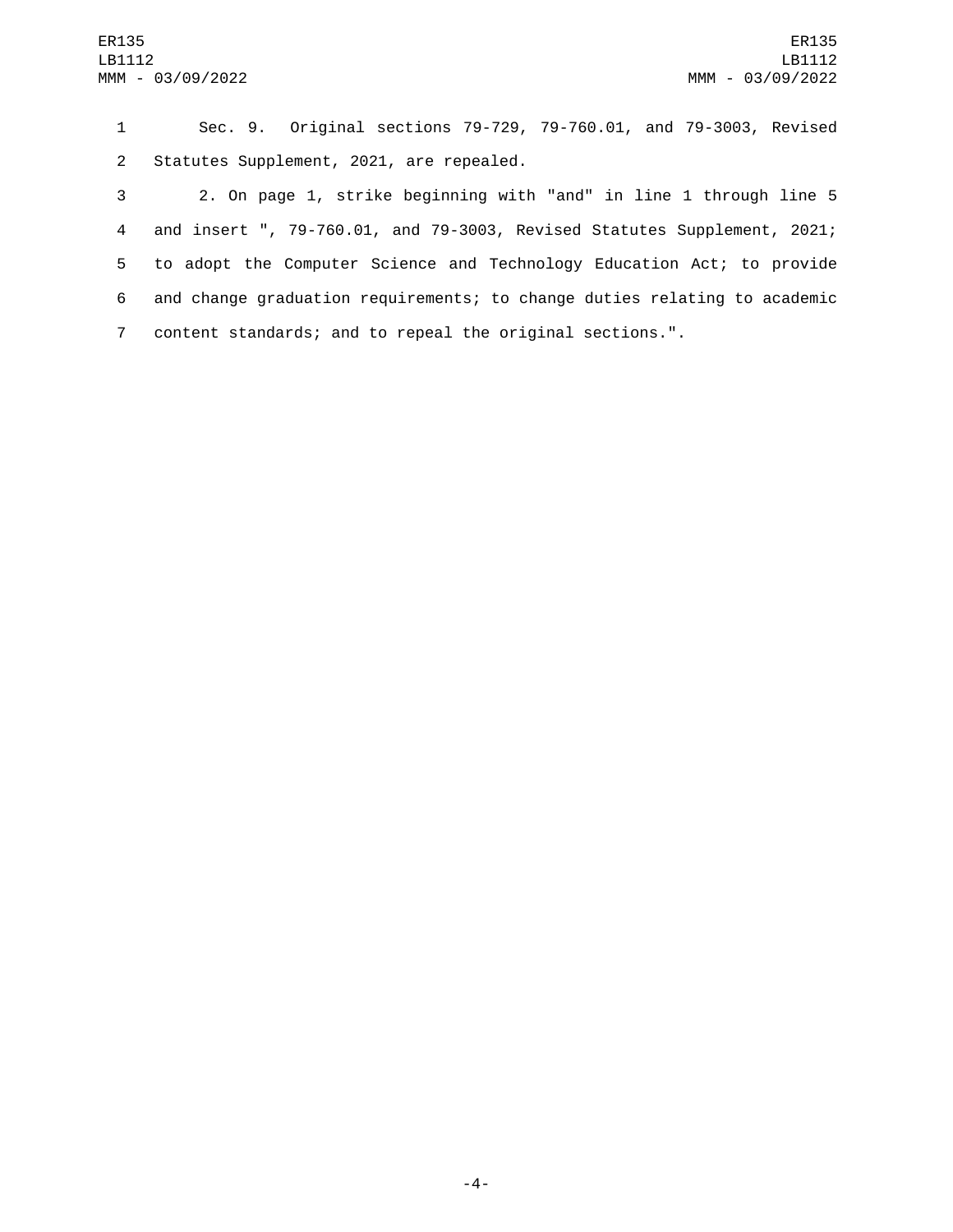Sec. 9. Original sections 79-729, 79-760.01, and 79-3003, Revised Statutes Supplement, 2021, are repealed.

2. On page 1, strike beginning with "and" in line 1 through line 5 and insert ", 79-760.01, and 79-3003, Revised Statutes Supplement, 2021; to adopt the Computer Science and Technology Education Act; to provide and change graduation requirements; to change duties relating to academic content standards; and to repeal the original sections.".